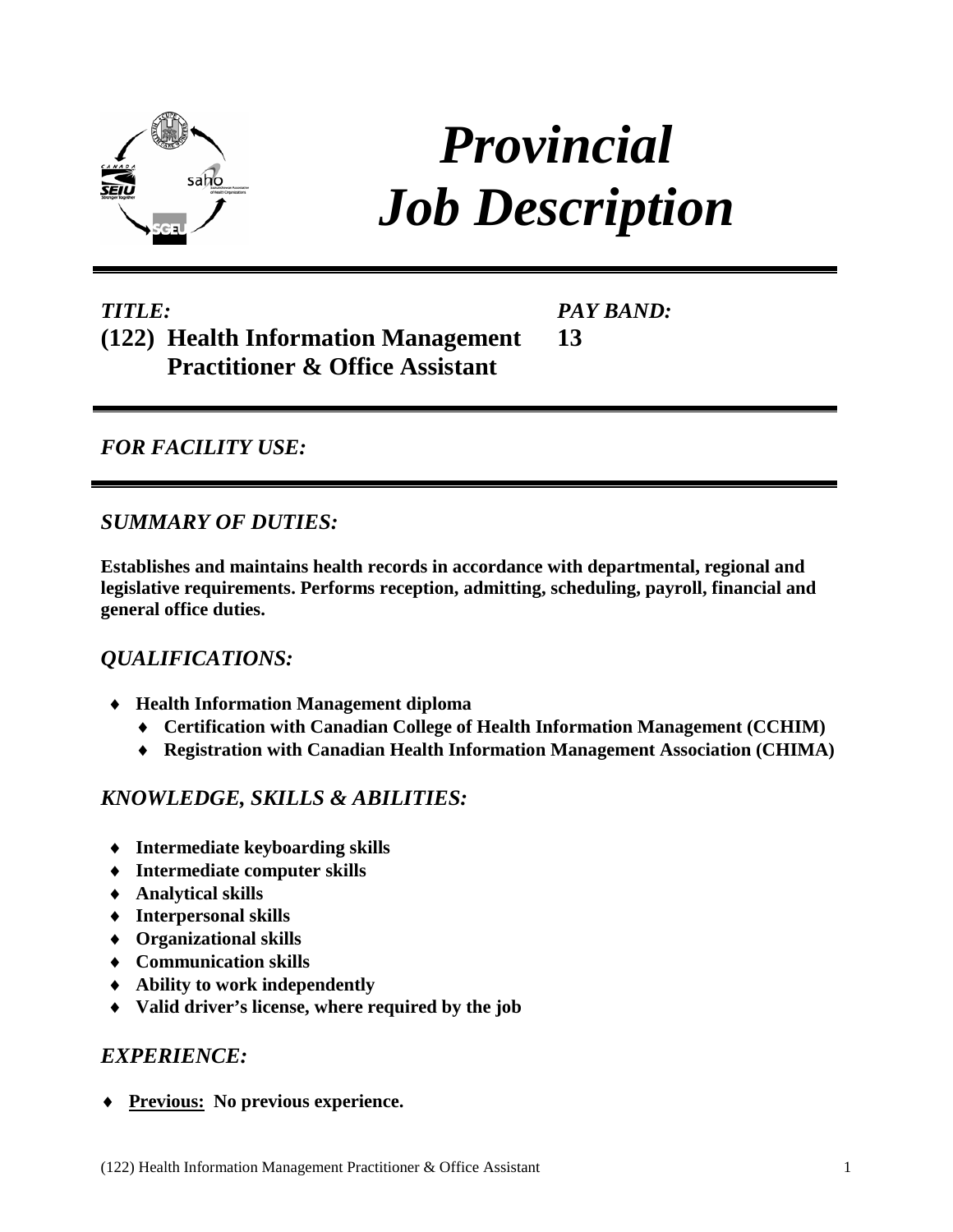# *Provincial Job Description*

***TITLE:***

**(122) Health Information Management Practitioner & Office Assistant**

***PAY BAND:***

**13**

---

## *FOR FACILITY USE:*

---

## *SUMMARY OF DUTIES:*

**Establishes and maintains health records in accordance with departmental, regional and legislative requirements. Performs reception, admitting, scheduling, payroll, financial and general office duties.**

## *QUALIFICATIONS:*

- **Health Information Management diploma**
  - **Certification with Canadian College of Health Information Management (CCHIM)**
  - **Registration with Canadian Health Information Management Association (CHIMA)**

## *KNOWLEDGE, SKILLS & ABILITIES:*

- **Intermediate keyboarding skills**
- **Intermediate computer skills**
- **Analytical skills**
- **Interpersonal skills**
- **Organizational skills**
- **Communication skills**
- **Ability to work independently**
- **Valid driver's license, where required by the job**

## *EXPERIENCE:*

- **<u>Previous:</u> No previous experience.**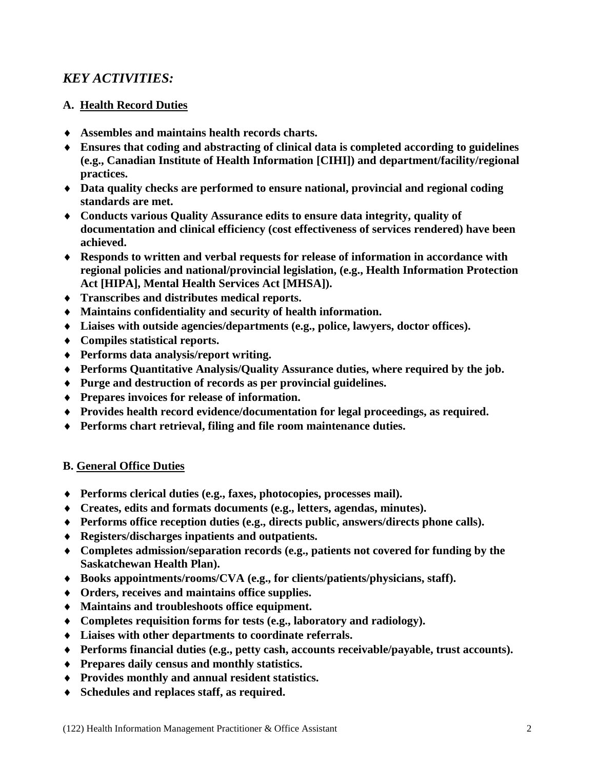## *KEY ACTIVITIES:*

### A. Health Record Duties

- **Assembles and maintains health records charts.**
- **Ensures that coding and abstracting of clinical data is completed according to guidelines (e.g., Canadian Institute of Health Information [CIHI]) and department/facility/regional practices.**
- **Data quality checks are performed to ensure national, provincial and regional coding standards are met.**
- **Conducts various Quality Assurance edits to ensure data integrity, quality of documentation and clinical efficiency (cost effectiveness of services rendered) have been achieved.**
- **Responds to written and verbal requests for release of information in accordance with regional policies and national/provincial legislation, (e.g., Health Information Protection Act [HIPA], Mental Health Services Act [MHSA]).**
- **Transcribes and distributes medical reports.**
- **Maintains confidentiality and security of health information.**
- **Liaises with outside agencies/departments (e.g., police, lawyers, doctor offices).**
- **Compiles statistical reports.**
- **Performs data analysis/report writing.**
- **Performs Quantitative Analysis/Quality Assurance duties, where required by the job.**
- **Purge and destruction of records as per provincial guidelines.**
- **Prepares invoices for release of information.**
- **Provides health record evidence/documentation for legal proceedings, as required.**
- **Performs chart retrieval, filing and file room maintenance duties.**

### B. General Office Duties

- **Performs clerical duties (e.g., faxes, photocopies, processes mail).**
- **Creates, edits and formats documents (e.g., letters, agendas, minutes).**
- **Performs office reception duties (e.g., directs public, answers/directs phone calls).**
- **Registers/discharges inpatients and outpatients.**
- **Completes admission/separation records (e.g., patients not covered for funding by the Saskatchewan Health Plan).**
- **Books appointments/rooms/CVA (e.g., for clients/patients/physicians, staff).**
- **Orders, receives and maintains office supplies.**
- **Maintains and troubleshoots office equipment.**
- **Completes requisition forms for tests (e.g., laboratory and radiology).**
- **Liaises with other departments to coordinate referrals.**
- **Performs financial duties (e.g., petty cash, accounts receivable/payable, trust accounts).**
- **Prepares daily census and monthly statistics.**
- **Provides monthly and annual resident statistics.**
- **Schedules and replaces staff, as required.**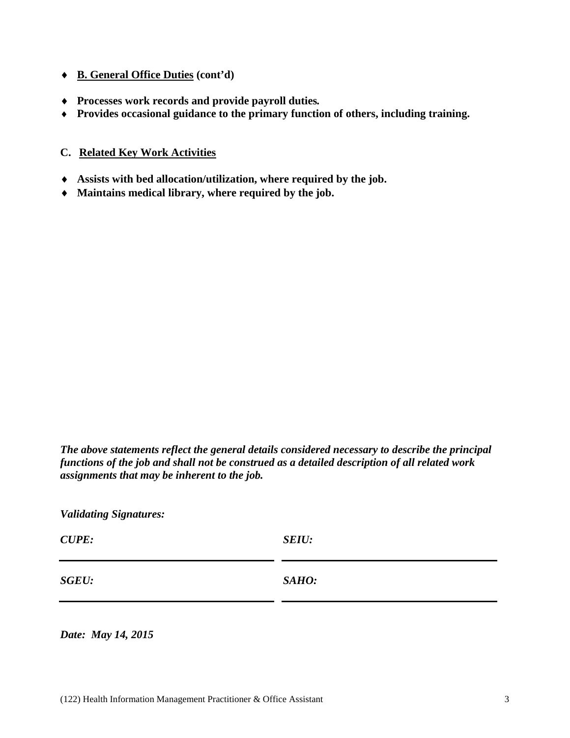- **B. General Office Duties (cont'd)**

- **Processes work records and provide payroll duties.**
- **Provides occasional guidance to the primary function of others, including training.**

**C. Related Key Work Activities**

- **Assists with bed allocation/utilization, where required by the job.**
- **Maintains medical library, where required by the job.**

***The above statements reflect the general details considered necessary to describe the principal functions of the job and shall not be construed as a detailed description of all related work assignments that may be inherent to the job.***

***Validating Signatures:***

| | |
|---|---|
| ***CUPE:*** | ***SEIU:*** |
| ***SGEU:*** | ***SAHO:*** |

***Date: May 14, 2015***